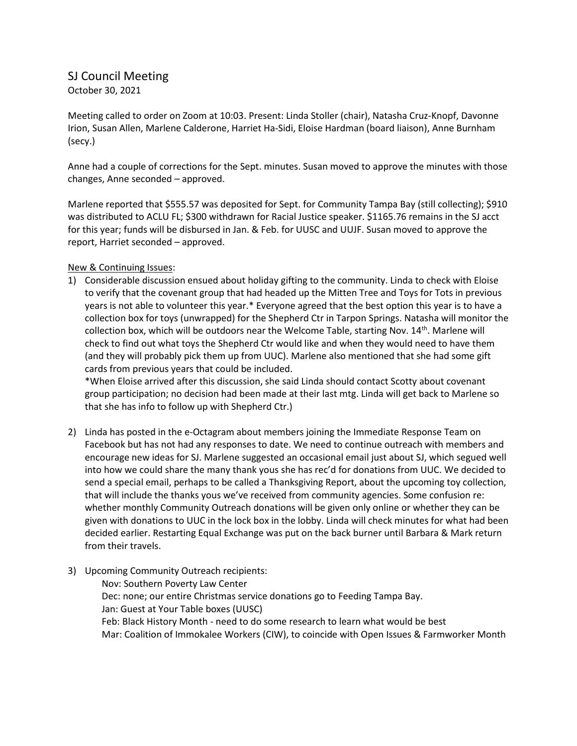# SJ Council Meeting

October 30, 2021

Meeting called to order on Zoom at 10:03. Present: Linda Stoller (chair), Natasha Cruz-Knopf, Davonne Irion, Susan Allen, Marlene Calderone, Harriet Ha-Sidi, Eloise Hardman (board liaison), Anne Burnham (secy.)

Anne had a couple of corrections for the Sept. minutes. Susan moved to approve the minutes with those changes, Anne seconded – approved.

Marlene reported that $555.57 was deposited for Sept. for Community Tampa Bay (still collecting); $910 was distributed to ACLU FL; $300 withdrawn for Racial Justice speaker. $1165.76 remains in the SJ acct for this year; funds will be disbursed in Jan. & Feb. for UUSC and UUJF. Susan moved to approve the report, Harriet seconded – approved.

<u>New & Continuing Issues</u>:

1) Considerable discussion ensued about holiday gifting to the community. Linda to check with Eloise to verify that the covenant group that had headed up the Mitten Tree and Toys for Tots in previous years is not able to volunteer this year.* Everyone agreed that the best option this year is to have a collection box for toys (unwrapped) for the Shepherd Ctr in Tarpon Springs. Natasha will monitor the collection box, which will be outdoors near the Welcome Table, starting Nov. 14th. Marlene will check to find out what toys the Shepherd Ctr would like and when they would need to have them (and they will probably pick them up from UUC). Marlene also mentioned that she had some gift cards from previous years that could be included.
   *When Eloise arrived after this discussion, she said Linda should contact Scotty about covenant group participation; no decision had been made at their last mtg. Linda will get back to Marlene so that she has info to follow up with Shepherd Ctr.)

2) Linda has posted in the e-Octagram about members joining the Immediate Response Team on Facebook but has not had any responses to date. We need to continue outreach with members and encourage new ideas for SJ. Marlene suggested an occasional email just about SJ, which segued well into how we could share the many thank yous she has rec'd for donations from UUC. We decided to send a special email, perhaps to be called a Thanksgiving Report, about the upcoming toy collection, that will include the thanks yous we've received from community agencies. Some confusion re: whether monthly Community Outreach donations will be given only online or whether they can be given with donations to UUC in the lock box in the lobby. Linda will check minutes for what had been decided earlier. Restarting Equal Exchange was put on the back burner until Barbara & Mark return from their travels.

3) Upcoming Community Outreach recipients:
   - Nov: Southern Poverty Law Center
   - Dec: none; our entire Christmas service donations go to Feeding Tampa Bay.
   - Jan: Guest at Your Table boxes (UUSC)
   - Feb: Black History Month - need to do some research to learn what would be best
   - Mar: Coalition of Immokalee Workers (CIW), to coincide with Open Issues & Farmworker Month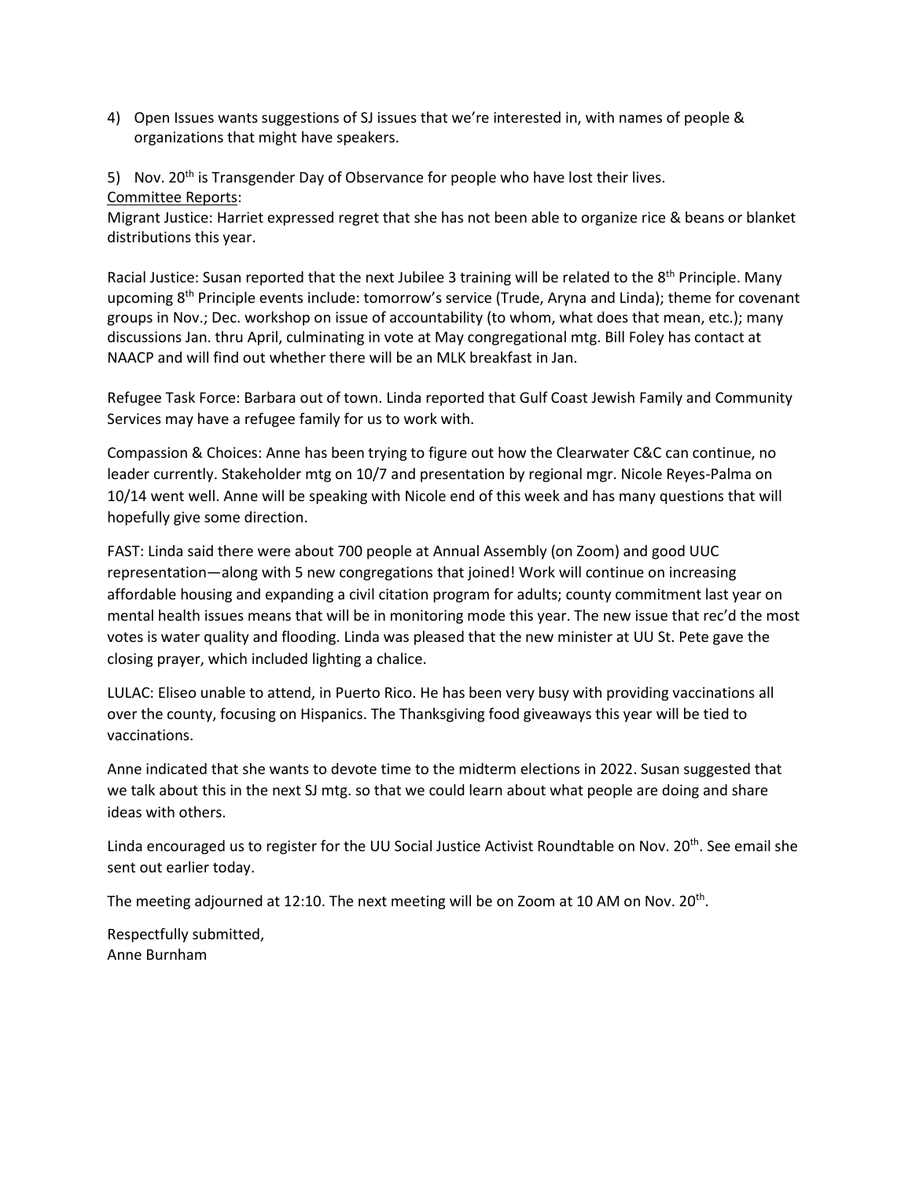4) Open Issues wants suggestions of SJ issues that we're interested in, with names of people & organizations that might have speakers.

5) Nov. 20th is Transgender Day of Observance for people who have lost their lives.

Committee Reports:

Migrant Justice: Harriet expressed regret that she has not been able to organize rice & beans or blanket distributions this year.

Racial Justice: Susan reported that the next Jubilee 3 training will be related to the 8th Principle. Many upcoming 8th Principle events include: tomorrow's service (Trude, Aryna and Linda); theme for covenant groups in Nov.; Dec. workshop on issue of accountability (to whom, what does that mean, etc.); many discussions Jan. thru April, culminating in vote at May congregational mtg. Bill Foley has contact at NAACP and will find out whether there will be an MLK breakfast in Jan.

Refugee Task Force: Barbara out of town. Linda reported that Gulf Coast Jewish Family and Community Services may have a refugee family for us to work with.

Compassion & Choices: Anne has been trying to figure out how the Clearwater C&C can continue, no leader currently. Stakeholder mtg on 10/7 and presentation by regional mgr. Nicole Reyes-Palma on 10/14 went well. Anne will be speaking with Nicole end of this week and has many questions that will hopefully give some direction.

FAST: Linda said there were about 700 people at Annual Assembly (on Zoom) and good UUC representation—along with 5 new congregations that joined! Work will continue on increasing affordable housing and expanding a civil citation program for adults; county commitment last year on mental health issues means that will be in monitoring mode this year. The new issue that rec'd the most votes is water quality and flooding. Linda was pleased that the new minister at UU St. Pete gave the closing prayer, which included lighting a chalice.

LULAC: Eliseo unable to attend, in Puerto Rico. He has been very busy with providing vaccinations all over the county, focusing on Hispanics. The Thanksgiving food giveaways this year will be tied to vaccinations.

Anne indicated that she wants to devote time to the midterm elections in 2022. Susan suggested that we talk about this in the next SJ mtg. so that we could learn about what people are doing and share ideas with others.

Linda encouraged us to register for the UU Social Justice Activist Roundtable on Nov. 20th. See email she sent out earlier today.

The meeting adjourned at 12:10. The next meeting will be on Zoom at 10 AM on Nov. 20th.

Respectfully submitted,
Anne Burnham